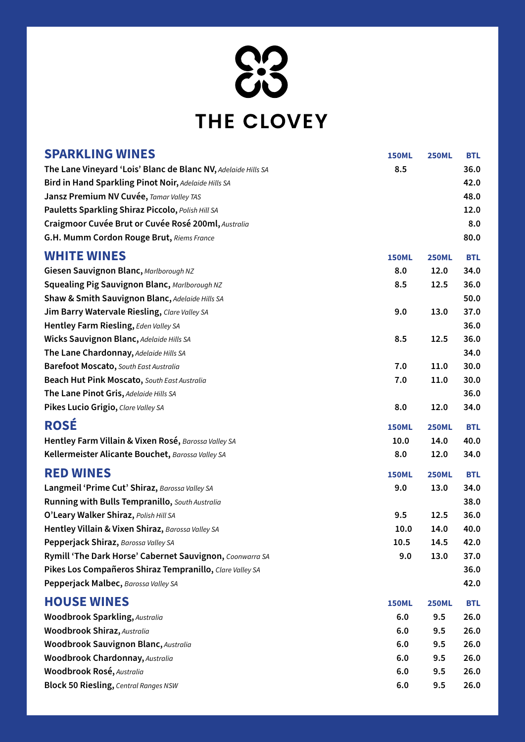# THE CLOVEY

## SPARKLING WINES

| | 150ML | 250ML | BTL |
|---|---|---|---|
| **The Lane Vineyard 'Lois' Blanc de Blanc NV,** *Adelaide Hills SA* | 8.5 | | 36.0 |
| **Bird in Hand Sparkling Pinot Noir,** *Adelaide Hills SA* | | | 42.0 |
| **Jansz Premium NV Cuvée,** *Tamar Valley TAS* | | | 48.0 |
| **Pauletts Sparkling Shiraz Piccolo,** *Polish Hill SA* | | | 12.0 |
| **Craigmoor Cuvée Brut or Cuvée Rosé 200ml,** *Australia* | | | 8.0 |
| **G.H. Mumm Cordon Rouge Brut,** *Riems France* | | | 80.0 |

## WHITE WINES

| | 150ML | 250ML | BTL |
|---|---|---|---|
| **Giesen Sauvignon Blanc,** *Marlborough NZ* | 8.0 | 12.0 | 34.0 |
| **Squealing Pig Sauvignon Blanc,** *Marlborough NZ* | 8.5 | 12.5 | 36.0 |
| **Shaw & Smith Sauvignon Blanc,** *Adelaide Hills SA* | | | 50.0 |
| **Jim Barry Watervale Riesling,** *Clare Valley SA* | 9.0 | 13.0 | 37.0 |
| **Hentley Farm Riesling,** *Eden Valley SA* | | | 36.0 |
| **Wicks Sauvignon Blanc,** *Adelaide Hills SA* | 8.5 | 12.5 | 36.0 |
| **The Lane Chardonnay,** *Adelaide Hills SA* | | | 34.0 |
| **Barefoot Moscato,** *South East Australia* | 7.0 | 11.0 | 30.0 |
| **Beach Hut Pink Moscato,** *South East Australia* | 7.0 | 11.0 | 30.0 |
| **The Lane Pinot Gris,** *Adelaide Hills SA* | | | 36.0 |
| **Pikes Lucio Grigio,** *Clare Valley SA* | 8.0 | 12.0 | 34.0 |

## ROSÉ

| | 150ML | 250ML | BTL |
|---|---|---|---|
| **Hentley Farm Villain & Vixen Rosé,** *Barossa Valley SA* | 10.0 | 14.0 | 40.0 |
| **Kellermeister Alicante Bouchet,** *Barossa Valley SA* | 8.0 | 12.0 | 34.0 |

## RED WINES

| | 150ML | 250ML | BTL |
|---|---|---|---|
| **Langmeil 'Prime Cut' Shiraz,** *Barossa Valley SA* | 9.0 | 13.0 | 34.0 |
| **Running with Bulls Tempranillo,** *South Australia* | | | 38.0 |
| **O'Leary Walker Shiraz,** *Polish Hill SA* | 9.5 | 12.5 | 36.0 |
| **Hentley Villain & Vixen Shiraz,** *Barossa Valley SA* | 10.0 | 14.0 | 40.0 |
| **Pepperjack Shiraz,** *Barossa Valley SA* | 10.5 | 14.5 | 42.0 |
| **Rymill 'The Dark Horse' Cabernet Sauvignon,** *Coonwarra SA* | 9.0 | 13.0 | 37.0 |
| **Pikes Los Compañeros Shiraz Tempranillo,** *Clare Valley SA* | | | 36.0 |
| **Pepperjack Malbec,** *Barossa Valley SA* | | | 42.0 |

## HOUSE WINES

| | 150ML | 250ML | BTL |
|---|---|---|---|
| **Woodbrook Sparkling,** *Australia* | 6.0 | 9.5 | 26.0 |
| **Woodbrook Shiraz,** *Australia* | 6.0 | 9.5 | 26.0 |
| **Woodbrook Sauvignon Blanc,** *Australia* | 6.0 | 9.5 | 26.0 |
| **Woodbrook Chardonnay,** *Australia* | 6.0 | 9.5 | 26.0 |
| **Woodbrook Rosé,** *Australia* | 6.0 | 9.5 | 26.0 |
| **Block 50 Riesling,** *Central Ranges NSW* | 6.0 | 9.5 | 26.0 |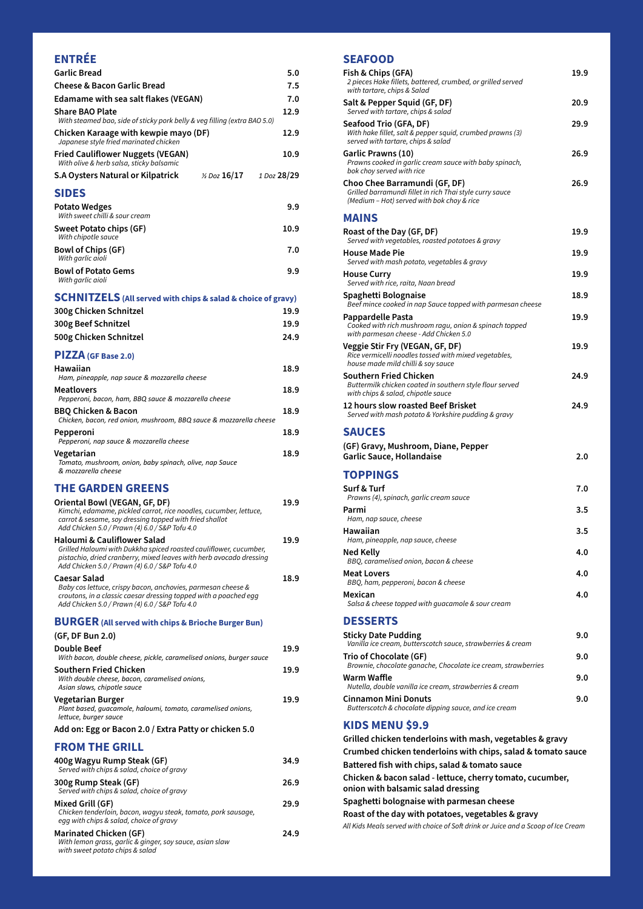## ENTRÉE

**Garlic Bread** 5.0

**Cheese & Bacon Garlic Bread** 7.5

**Edamame with sea salt flakes (VEGAN)** 7.0

**Share BAO Plate** 12.9
*With steamed bao, side of sticky pork belly & veg filling (extra BAO 5.0)*

**Chicken Karaage with kewpie mayo (DF)** 12.9
*Japanese style fried marinated chicken*

**Fried Cauliflower Nuggets (VEGAN)** 10.9
*With olive & herb salsa, sticky balsamic*

**S.A Oysters Natural or Kilpatrick** *½ Doz* **16/17** *1 Doz* **28/29**

## SIDES

**Potato Wedges** 9.9
*With sweet chilli & sour cream*

**Sweet Potato chips (GF)** 10.9
*With chipotle sauce*

**Bowl of Chips (GF)** 7.0
*With garlic aioli*

**Bowl of Potato Gems** 9.9
*With garlic aioli*

## SCHNITZELS (All served with chips & salad & choice of gravy)

**300g Chicken Schnitzel** 19.9

**300g Beef Schnitzel** 19.9

**500g Chicken Schnitzel** 24.9

## PIZZA (GF Base 2.0)

**Hawaiian** 18.9
*Ham, pineapple, nap sauce & mozzarella cheese*

**Meatlovers** 18.9
*Pepperoni, bacon, ham, BBQ sauce & mozzarella cheese*

**BBQ Chicken & Bacon** 18.9
*Chicken, bacon, red onion, mushroom, BBQ sauce & mozzarella cheese*

**Pepperoni** 18.9
*Pepperoni, nap sauce & mozzarella cheese*

**Vegetarian** 18.9
*Tomato, mushroom, onion, baby spinach, olive, nap Sauce & mozzarella cheese*

## THE GARDEN GREENS

**Oriental Bowl (VEGAN, GF, DF)** 19.9
*Kimchi, edamame, pickled carrot, rice noodles, cucumber, lettuce, carrot & sesame, soy dressing topped with fried shallot*
*Add Chicken 5.0 / Prawn (4) 6.0 / S&P Tofu 4.0*

**Haloumi & Cauliflower Salad** 19.9
*Grilled Haloumi with Dukkha spiced roasted cauliflower, cucumber, pistachio, dried cranberry, mixed leaves with herb avocado dressing*
*Add Chicken 5.0 / Prawn (4) 6.0 / S&P Tofu 4.0*

**Caesar Salad** 18.9
*Baby cos lettuce, crispy bacon, anchovies, parmesan cheese & croutons, in a classic caesar dressing topped with a poached egg*
*Add Chicken 5.0 / Prawn (4) 6.0 / S&P Tofu 4.0*

## BURGER (All served with chips & Brioche Burger Bun)

**(GF, DF Bun 2.0)**

**Double Beef** 19.9
*With bacon, double cheese, pickle, caramelised onions, burger sauce*

**Southern Fried Chicken** 19.9
*With double cheese, bacon, caramelised onions, Asian slaws, chipotle sauce*

**Vegetarian Burger** 19.9
*Plant based, guacamole, haloumi, tomato, caramelised onions, lettuce, burger sauce*

**Add on: Egg or Bacon 2.0 / Extra Patty or chicken 5.0**

## FROM THE GRILL

**400g Wagyu Rump Steak (GF)** 34.9
*Served with chips & salad, choice of gravy*

**300g Rump Steak (GF)** 26.9
*Served with chips & salad, choice of gravy*

**Mixed Grill (GF)** 29.9
*Chicken tenderloin, bacon, wagyu steak, tomato, pork sausage, egg with chips & salad, choice of gravy*

**Marinated Chicken (GF)** 24.9
*With lemon grass, garlic & ginger, soy sauce, asian slaw with sweet potato chips & salad*

## SEAFOOD

**Fish & Chips (GFA)** 19.9
*2 pieces Hake fillets, battered, crumbed, or grilled served with tartare, chips & Salad*

**Salt & Pepper Squid (GF, DF)** 20.9
*Served with tartare, chips & salad*

**Seafood Trio (GFA, DF)** 29.9
*With hake fillet, salt & pepper squid, crumbed prawns (3) served with tartare, chips & salad*

**Garlic Prawns (10)** 26.9
*Prawns cooked in garlic cream sauce with baby spinach, bok choy served with rice*

**Choo Chee Barramundi (GF, DF)** 26.9
*Grilled barramundi fillet in rich Thai style curry sauce (Medium – Hot) served with bok choy & rice*

## MAINS

**Roast of the Day (GF, DF)** 19.9
*Served with vegetables, roasted potatoes & gravy*

**House Made Pie** 19.9
*Served with mash potato, vegetables & gravy*

**House Curry** 19.9
*Served with rice, raita, Naan bread*

**Spaghetti Bolognaise** 18.9
*Beef mince cooked in nap Sauce topped with parmesan cheese*

**Pappardelle Pasta** 19.9
*Cooked with rich mushroom ragu, onion & spinach topped with parmesan cheese - Add Chicken 5.0*

**Veggie Stir Fry (VEGAN, GF, DF)** 19.9
*Rice vermicelli noodles tossed with mixed vegetables, house made mild chilli & soy sauce*

**Southern Fried Chicken** 24.9
*Buttermilk chicken coated in southern style flour served with chips & salad, chipotle sauce*

**12 hours slow roasted Beef Brisket** 24.9
*Served with mash potato & Yorkshire pudding & gravy*

## SAUCES

**(GF) Gravy, Mushroom, Diane, Pepper Garlic Sauce, Hollandaise** 2.0

## TOPPINGS

**Surf & Turf** 7.0
*Prawns (4), spinach, garlic cream sauce*

**Parmi** 3.5
*Ham, nap sauce, cheese*

**Hawaiian** 3.5
*Ham, pineapple, nap sauce, cheese*

**Ned Kelly** 4.0
*BBQ, caramelised onion, bacon & cheese*

**Meat Lovers** 4.0
*BBQ, ham, pepperoni, bacon & cheese*

**Mexican** 4.0
*Salsa & cheese topped with guacamole & sour cream*

## DESSERTS

**Sticky Date Pudding** 9.0
*Vanilla ice cream, butterscotch sauce, strawberries & cream*

**Trio of Chocolate (GF)** 9.0
*Brownie, chocolate ganache, Chocolate ice cream, strawberries*

**Warm Waffle** 9.0
*Nutella, double vanilla ice cream, strawberries & cream*

**Cinnamon Mini Donuts** 9.0
*Butterscotch & chocolate dipping sauce, and ice cream*

## KIDS MENU $9.9

**Grilled chicken tenderloins with mash, vegetables & gravy**

**Crumbed chicken tenderloins with chips, salad & tomato sauce**

**Battered fish with chips, salad & tomato sauce**

**Chicken & bacon salad - lettuce, cherry tomato, cucumber, onion with balsamic salad dressing**

**Spaghetti bolognaise with parmesan cheese**

**Roast of the day with potatoes, vegetables & gravy**

*All Kids Meals served with choice of Soft drink or Juice and a Scoop of Ice Cream*